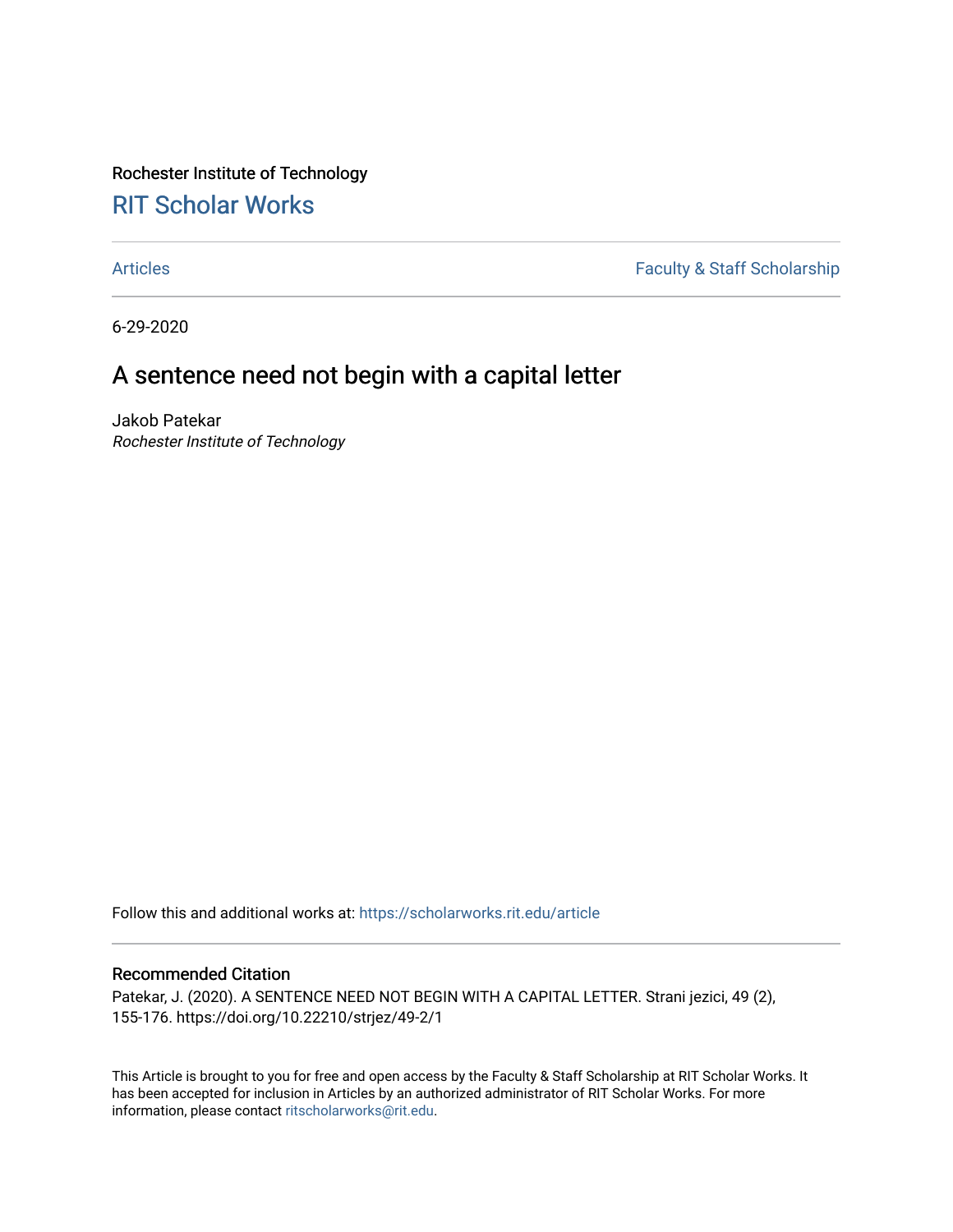Rochester Institute of Technology

# RIT Scholar Works

Articles | Faculty & Staff Scholarship

6-29-2020

## A sentence need not begin with a capital letter

Jakob Patekar
*Rochester Institute of Technology*

Follow this and additional works at: https://scholarworks.rit.edu/article

### Recommended Citation

Patekar, J. (2020). A SENTENCE NEED NOT BEGIN WITH A CAPITAL LETTER. Strani jezici, 49 (2), 155-176. https://doi.org/10.22210/strjez/49-2/1

This Article is brought to you for free and open access by the Faculty & Staff Scholarship at RIT Scholar Works. It has been accepted for inclusion in Articles by an authorized administrator of RIT Scholar Works. For more information, please contact ritscholarworks@rit.edu.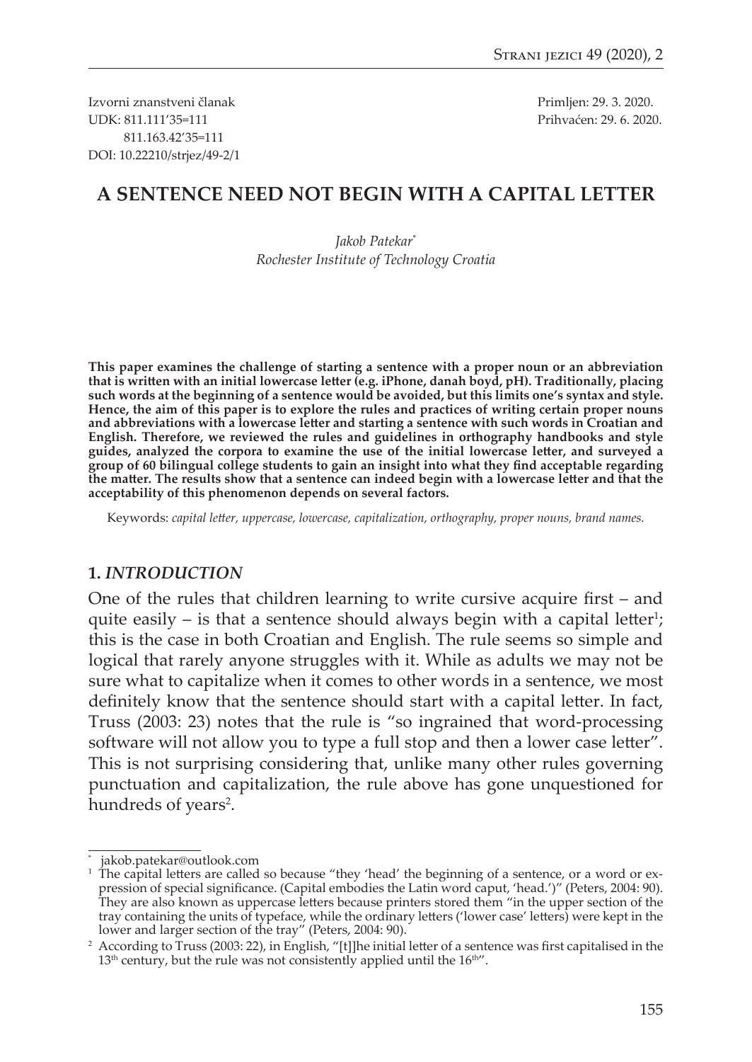Izvorni znanstveni članak
UDK: 811.111'35=111
811.163.42'35=111
DOI: 10.22210/strjez/49-2/1

Primljen: 29. 3. 2020.
Prihvaćen: 29. 6. 2020.

# A SENTENCE NEED NOT BEGIN WITH A CAPITAL LETTER

*Jakob Patekar*[*]
*Rochester Institute of Technology Croatia*

**This paper examines the challenge of starting a sentence with a proper noun or an abbreviation that is written with an initial lowercase letter (e.g. iPhone, danah boyd, pH). Traditionally, placing such words at the beginning of a sentence would be avoided, but this limits one's syntax and style. Hence, the aim of this paper is to explore the rules and practices of writing certain proper nouns and abbreviations with a lowercase letter and starting a sentence with such words in Croatian and English. Therefore, we reviewed the rules and guidelines in orthography handbooks and style guides, analyzed the corpora to examine the use of the initial lowercase letter, and surveyed a group of 60 bilingual college students to gain an insight into what they find acceptable regarding the matter. The results show that a sentence can indeed begin with a lowercase letter and that the acceptability of this phenomenon depends on several factors.**

Keywords: *capital letter, uppercase, lowercase, capitalization, orthography, proper nouns, brand names.*

## 1. *INTRODUCTION*

One of the rules that children learning to write cursive acquire first – and quite easily – is that a sentence should always begin with a capital letter[1]; this is the case in both Croatian and English. The rule seems so simple and logical that rarely anyone struggles with it. While as adults we may not be sure what to capitalize when it comes to other words in a sentence, we most definitely know that the sentence should start with a capital letter. In fact, Truss (2003: 23) notes that the rule is "so ingrained that word-processing software will not allow you to type a full stop and then a lower case letter". This is not surprising considering that, unlike many other rules governing punctuation and capitalization, the rule above has gone unquestioned for hundreds of years[2].

---

[*] jakob.patekar@outlook.com

[1] The capital letters are called so because "they 'head' the beginning of a sentence, or a word or expression of special significance. (Capital embodies the Latin word caput, 'head.')" (Peters, 2004: 90). They are also known as uppercase letters because printers stored them "in the upper section of the tray containing the units of typeface, while the ordinary letters ('lower case' letters) were kept in the lower and larger section of the tray" (Peters, 2004: 90).

[2] According to Truss (2003: 22), in English, "[t]he initial letter of a sentence was first capitalised in the 13th century, but the rule was not consistently applied until the 16th".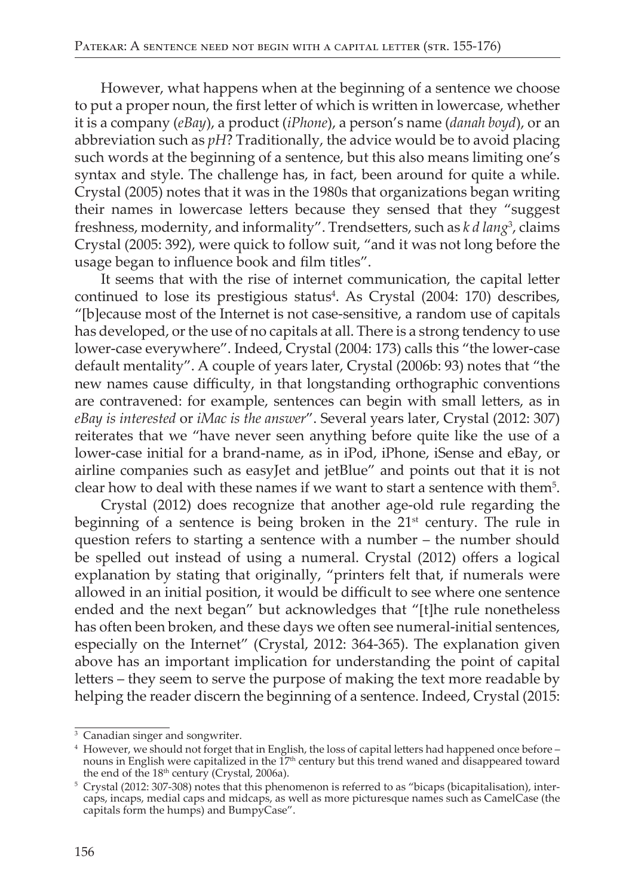However, what happens when at the beginning of a sentence we choose to put a proper noun, the first letter of which is written in lowercase, whether it is a company (*eBay*), a product (*iPhone*), a person's name (*danah boyd*), or an abbreviation such as *pH*? Traditionally, the advice would be to avoid placing such words at the beginning of a sentence, but this also means limiting one's syntax and style. The challenge has, in fact, been around for quite a while. Crystal (2005) notes that it was in the 1980s that organizations began writing their names in lowercase letters because they sensed that they "suggest freshness, modernity, and informality". Trendsetters, such as *k d lang*[3], claims Crystal (2005: 392), were quick to follow suit, "and it was not long before the usage began to influence book and film titles".

It seems that with the rise of internet communication, the capital letter continued to lose its prestigious status[4]. As Crystal (2004: 170) describes, "[b]ecause most of the Internet is not case-sensitive, a random use of capitals has developed, or the use of no capitals at all. There is a strong tendency to use lower-case everywhere". Indeed, Crystal (2004: 173) calls this "the lower-case default mentality". A couple of years later, Crystal (2006b: 93) notes that "the new names cause difficulty, in that longstanding orthographic conventions are contravened: for example, sentences can begin with small letters, as in *eBay is interested* or *iMac is the answer*". Several years later, Crystal (2012: 307) reiterates that we "have never seen anything before quite like the use of a lower-case initial for a brand-name, as in iPod, iPhone, iSense and eBay, or airline companies such as easyJet and jetBlue" and points out that it is not clear how to deal with these names if we want to start a sentence with them[5].

Crystal (2012) does recognize that another age-old rule regarding the beginning of a sentence is being broken in the 21st century. The rule in question refers to starting a sentence with a number – the number should be spelled out instead of using a numeral. Crystal (2012) offers a logical explanation by stating that originally, "printers felt that, if numerals were allowed in an initial position, it would be difficult to see where one sentence ended and the next began" but acknowledges that "[t]he rule nonetheless has often been broken, and these days we often see numeral-initial sentences, especially on the Internet" (Crystal, 2012: 364-365). The explanation given above has an important implication for understanding the point of capital letters – they seem to serve the purpose of making the text more readable by helping the reader discern the beginning of a sentence. Indeed, Crystal (2015:

---

[3] Canadian singer and songwriter.

[4] However, we should not forget that in English, the loss of capital letters had happened once before – nouns in English were capitalized in the 17th century but this trend waned and disappeared toward the end of the 18th century (Crystal, 2006a).

[5] Crystal (2012: 307-308) notes that this phenomenon is referred to as "bicaps (bicapitalisation), intercaps, incaps, medial caps and midcaps, as well as more picturesque names such as CamelCase (the capitals form the humps) and BumpyCase".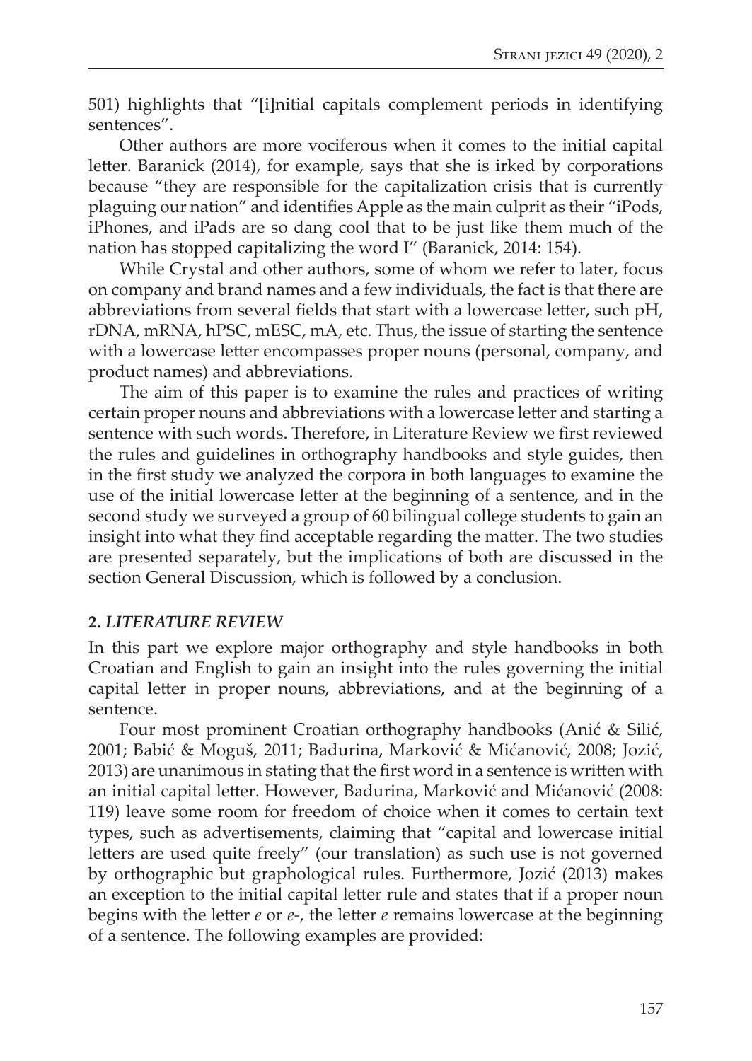501) highlights that "[i]nitial capitals complement periods in identifying sentences".

Other authors are more vociferous when it comes to the initial capital letter. Baranick (2014), for example, says that she is irked by corporations because "they are responsible for the capitalization crisis that is currently plaguing our nation" and identifies Apple as the main culprit as their "iPods, iPhones, and iPads are so dang cool that to be just like them much of the nation has stopped capitalizing the word I" (Baranick, 2014: 154).

While Crystal and other authors, some of whom we refer to later, focus on company and brand names and a few individuals, the fact is that there are abbreviations from several fields that start with a lowercase letter, such pH, rDNA, mRNA, hPSC, mESC, mA, etc. Thus, the issue of starting the sentence with a lowercase letter encompasses proper nouns (personal, company, and product names) and abbreviations.

The aim of this paper is to examine the rules and practices of writing certain proper nouns and abbreviations with a lowercase letter and starting a sentence with such words. Therefore, in Literature Review we first reviewed the rules and guidelines in orthography handbooks and style guides, then in the first study we analyzed the corpora in both languages to examine the use of the initial lowercase letter at the beginning of a sentence, and in the second study we surveyed a group of 60 bilingual college students to gain an insight into what they find acceptable regarding the matter. The two studies are presented separately, but the implications of both are discussed in the section General Discussion, which is followed by a conclusion.

## 2. *LITERATURE REVIEW*

In this part we explore major orthography and style handbooks in both Croatian and English to gain an insight into the rules governing the initial capital letter in proper nouns, abbreviations, and at the beginning of a sentence.

Four most prominent Croatian orthography handbooks (Anić & Silić, 2001; Babić & Moguš, 2011; Badurina, Marković & Mićanović, 2008; Jozić, 2013) are unanimous in stating that the first word in a sentence is written with an initial capital letter. However, Badurina, Marković and Mićanović (2008: 119) leave some room for freedom of choice when it comes to certain text types, such as advertisements, claiming that "capital and lowercase initial letters are used quite freely" (our translation) as such use is not governed by orthographic but graphological rules. Furthermore, Jozić (2013) makes an exception to the initial capital letter rule and states that if a proper noun begins with the letter *e* or *e-*, the letter *e* remains lowercase at the beginning of a sentence. The following examples are provided: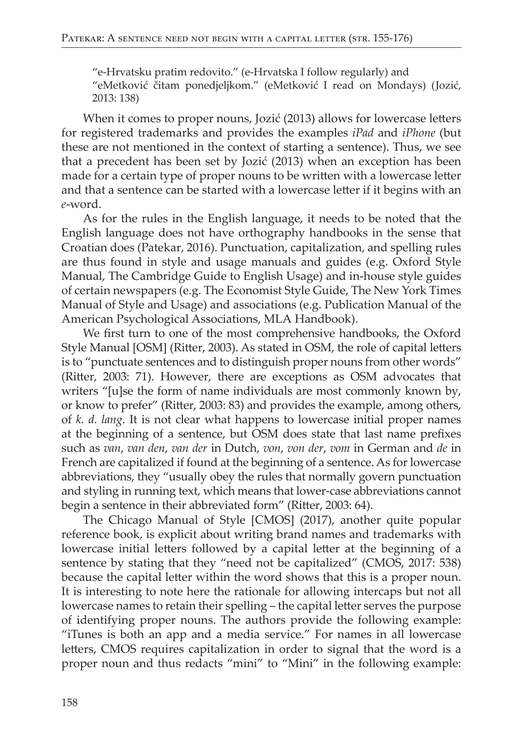"e-Hrvatsku pratim redovito." (e-Hrvatska I follow regularly) and
"eMetković čitam ponedjeljkom." (eMetković I read on Mondays) (Jozić, 2013: 138)

When it comes to proper nouns, Jozić (2013) allows for lowercase letters for registered trademarks and provides the examples *iPad* and *iPhone* (but these are not mentioned in the context of starting a sentence). Thus, we see that a precedent has been set by Jozić (2013) when an exception has been made for a certain type of proper nouns to be written with a lowercase letter and that a sentence can be started with a lowercase letter if it begins with an *e*-word.

As for the rules in the English language, it needs to be noted that the English language does not have orthography handbooks in the sense that Croatian does (Patekar, 2016). Punctuation, capitalization, and spelling rules are thus found in style and usage manuals and guides (e.g. Oxford Style Manual, The Cambridge Guide to English Usage) and in-house style guides of certain newspapers (e.g. The Economist Style Guide, The New York Times Manual of Style and Usage) and associations (e.g. Publication Manual of the American Psychological Associations, MLA Handbook).

We first turn to one of the most comprehensive handbooks, the Oxford Style Manual [OSM] (Ritter, 2003). As stated in OSM, the role of capital letters is to "punctuate sentences and to distinguish proper nouns from other words" (Ritter, 2003: 71). However, there are exceptions as OSM advocates that writers "[u]se the form of name individuals are most commonly known by, or know to prefer" (Ritter, 2003: 83) and provides the example, among others, of *k. d. lang*. It is not clear what happens to lowercase initial proper names at the beginning of a sentence, but OSM does state that last name prefixes such as *van*, *van den*, *van der* in Dutch, *von*, *von der*, *vom* in German and *de* in French are capitalized if found at the beginning of a sentence. As for lowercase abbreviations, they "usually obey the rules that normally govern punctuation and styling in running text, which means that lower-case abbreviations cannot begin a sentence in their abbreviated form" (Ritter, 2003: 64).

The Chicago Manual of Style [CMOS] (2017), another quite popular reference book, is explicit about writing brand names and trademarks with lowercase initial letters followed by a capital letter at the beginning of a sentence by stating that they "need not be capitalized" (CMOS, 2017: 538) because the capital letter within the word shows that this is a proper noun. It is interesting to note here the rationale for allowing intercaps but not all lowercase names to retain their spelling – the capital letter serves the purpose of identifying proper nouns. The authors provide the following example: "iTunes is both an app and a media service." For names in all lowercase letters, CMOS requires capitalization in order to signal that the word is a proper noun and thus redacts "mini" to "Mini" in the following example: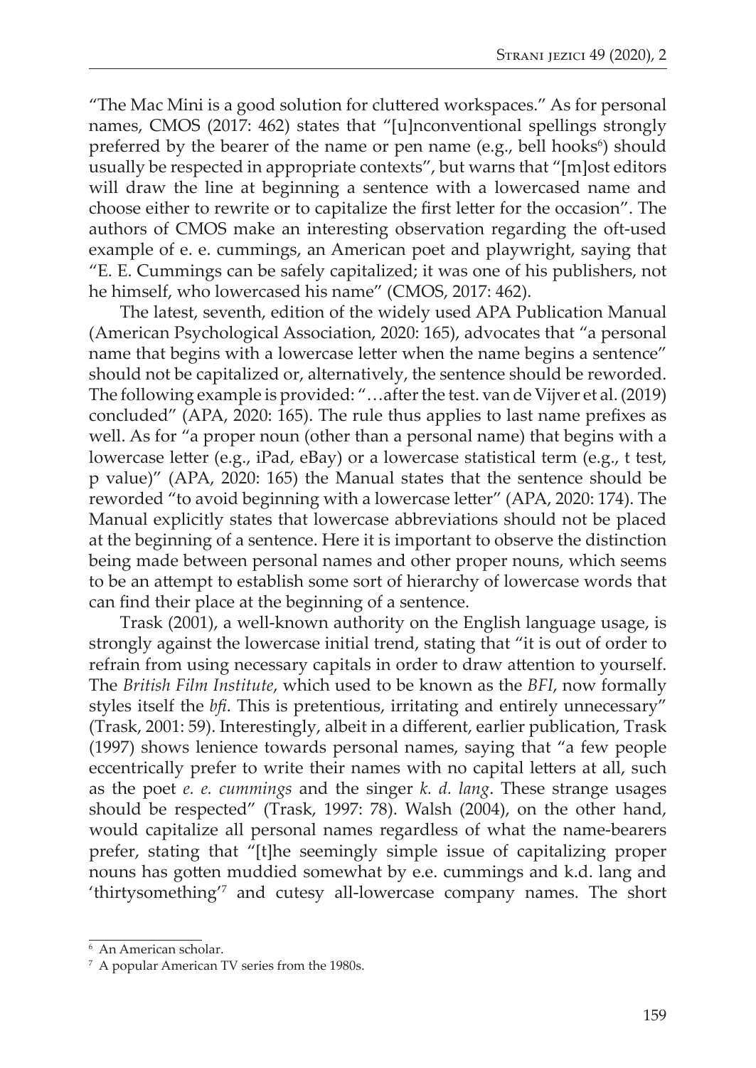"The Mac Mini is a good solution for cluttered workspaces." As for personal names, CMOS (2017: 462) states that "[u]nconventional spellings strongly preferred by the bearer of the name or pen name (e.g., bell hooks[6]) should usually be respected in appropriate contexts", but warns that "[m]ost editors will draw the line at beginning a sentence with a lowercased name and choose either to rewrite or to capitalize the first letter for the occasion". The authors of CMOS make an interesting observation regarding the oft-used example of e. e. cummings, an American poet and playwright, saying that "E. E. Cummings can be safely capitalized; it was one of his publishers, not he himself, who lowercased his name" (CMOS, 2017: 462).

The latest, seventh, edition of the widely used APA Publication Manual (American Psychological Association, 2020: 165), advocates that "a personal name that begins with a lowercase letter when the name begins a sentence" should not be capitalized or, alternatively, the sentence should be reworded. The following example is provided: "…after the test. van de Vijver et al. (2019) concluded" (APA, 2020: 165). The rule thus applies to last name prefixes as well. As for "a proper noun (other than a personal name) that begins with a lowercase letter (e.g., iPad, eBay) or a lowercase statistical term (e.g., t test, p value)" (APA, 2020: 165) the Manual states that the sentence should be reworded "to avoid beginning with a lowercase letter" (APA, 2020: 174). The Manual explicitly states that lowercase abbreviations should not be placed at the beginning of a sentence. Here it is important to observe the distinction being made between personal names and other proper nouns, which seems to be an attempt to establish some sort of hierarchy of lowercase words that can find their place at the beginning of a sentence.

Trask (2001), a well-known authority on the English language usage, is strongly against the lowercase initial trend, stating that "it is out of order to refrain from using necessary capitals in order to draw attention to yourself. The *British Film Institute*, which used to be known as the *BFI*, now formally styles itself the *bfi*. This is pretentious, irritating and entirely unnecessary" (Trask, 2001: 59). Interestingly, albeit in a different, earlier publication, Trask (1997) shows lenience towards personal names, saying that "a few people eccentrically prefer to write their names with no capital letters at all, such as the poet *e. e. cummings* and the singer *k. d. lang*. These strange usages should be respected" (Trask, 1997: 78). Walsh (2004), on the other hand, would capitalize all personal names regardless of what the name-bearers prefer, stating that "[t]he seemingly simple issue of capitalizing proper nouns has gotten muddied somewhat by e.e. cummings and k.d. lang and 'thirtysomething'[7] and cutesy all-lowercase company names. The short

[6] An American scholar.

[7] A popular American TV series from the 1980s.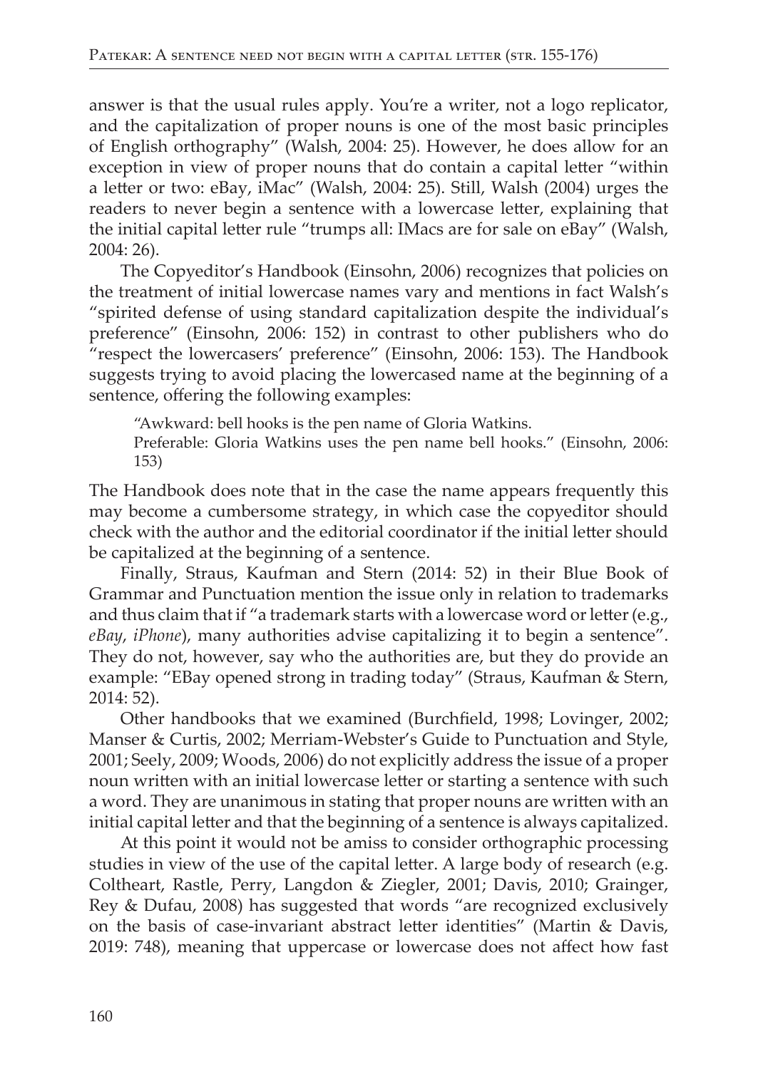answer is that the usual rules apply. You're a writer, not a logo replicator, and the capitalization of proper nouns is one of the most basic principles of English orthography" (Walsh, 2004: 25). However, he does allow for an exception in view of proper nouns that do contain a capital letter "within a letter or two: eBay, iMac" (Walsh, 2004: 25). Still, Walsh (2004) urges the readers to never begin a sentence with a lowercase letter, explaining that the initial capital letter rule "trumps all: IMacs are for sale on eBay" (Walsh, 2004: 26).

The Copyeditor's Handbook (Einsohn, 2006) recognizes that policies on the treatment of initial lowercase names vary and mentions in fact Walsh's "spirited defense of using standard capitalization despite the individual's preference" (Einsohn, 2006: 152) in contrast to other publishers who do "respect the lowercasers' preference" (Einsohn, 2006: 153). The Handbook suggests trying to avoid placing the lowercased name at the beginning of a sentence, offering the following examples:

> "Awkward: bell hooks is the pen name of Gloria Watkins.
> Preferable: Gloria Watkins uses the pen name bell hooks." (Einsohn, 2006: 153)

The Handbook does note that in the case the name appears frequently this may become a cumbersome strategy, in which case the copyeditor should check with the author and the editorial coordinator if the initial letter should be capitalized at the beginning of a sentence.

Finally, Straus, Kaufman and Stern (2014: 52) in their Blue Book of Grammar and Punctuation mention the issue only in relation to trademarks and thus claim that if "a trademark starts with a lowercase word or letter (e.g., *eBay*, *iPhone*), many authorities advise capitalizing it to begin a sentence". They do not, however, say who the authorities are, but they do provide an example: "EBay opened strong in trading today" (Straus, Kaufman & Stern, 2014: 52).

Other handbooks that we examined (Burchfield, 1998; Lovinger, 2002; Manser & Curtis, 2002; Merriam-Webster's Guide to Punctuation and Style, 2001; Seely, 2009; Woods, 2006) do not explicitly address the issue of a proper noun written with an initial lowercase letter or starting a sentence with such a word. They are unanimous in stating that proper nouns are written with an initial capital letter and that the beginning of a sentence is always capitalized.

At this point it would not be amiss to consider orthographic processing studies in view of the use of the capital letter. A large body of research (e.g. Coltheart, Rastle, Perry, Langdon & Ziegler, 2001; Davis, 2010; Grainger, Rey & Dufau, 2008) has suggested that words "are recognized exclusively on the basis of case-invariant abstract letter identities" (Martin & Davis, 2019: 748), meaning that uppercase or lowercase does not affect how fast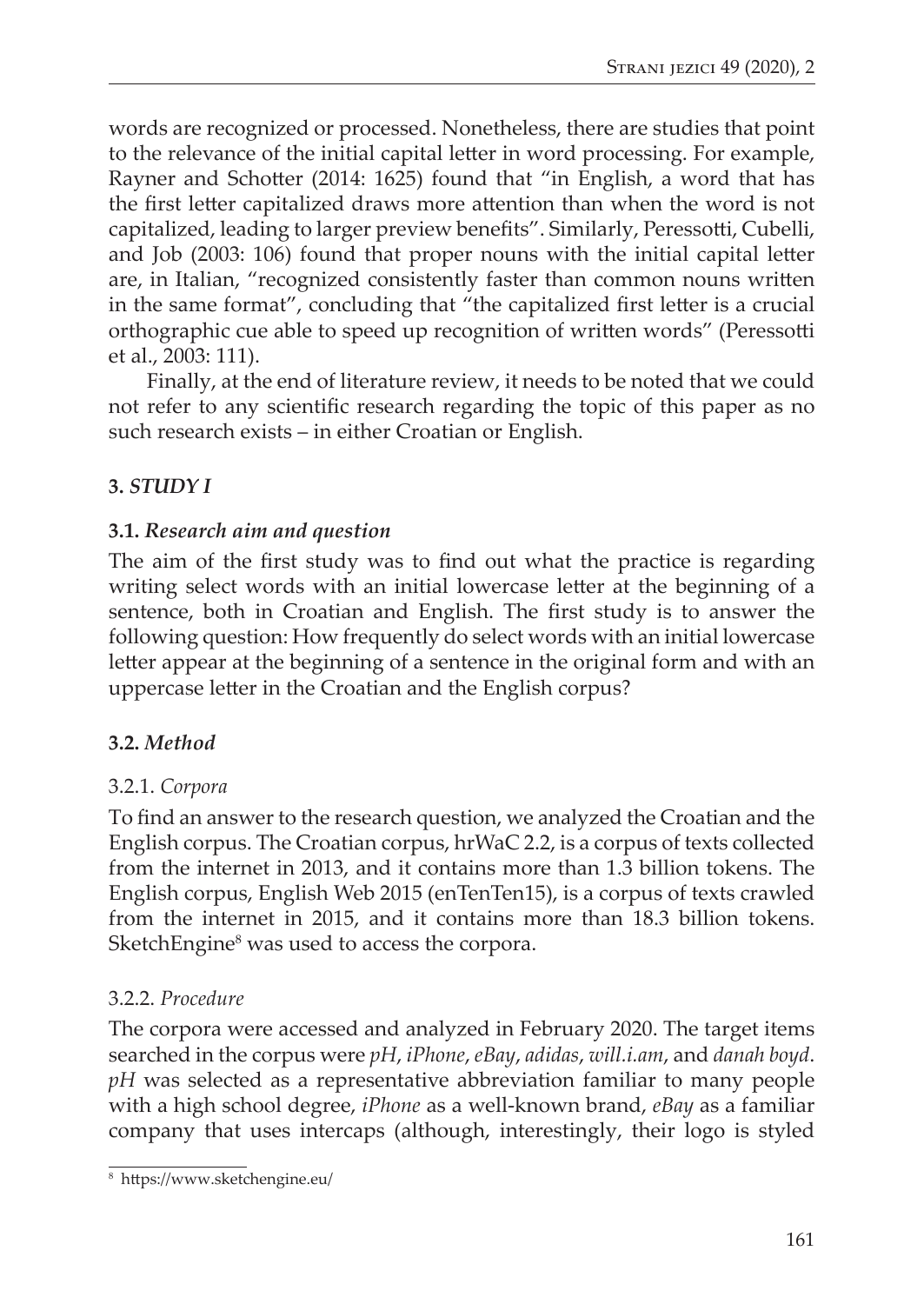words are recognized or processed. Nonetheless, there are studies that point to the relevance of the initial capital letter in word processing. For example, Rayner and Schotter (2014: 1625) found that "in English, a word that has the first letter capitalized draws more attention than when the word is not capitalized, leading to larger preview benefits". Similarly, Peressotti, Cubelli, and Job (2003: 106) found that proper nouns with the initial capital letter are, in Italian, "recognized consistently faster than common nouns written in the same format", concluding that "the capitalized first letter is a crucial orthographic cue able to speed up recognition of written words" (Peressotti et al., 2003: 111).

Finally, at the end of literature review, it needs to be noted that we could not refer to any scientific research regarding the topic of this paper as no such research exists – in either Croatian or English.

## 3. *STUDY I*

### 3.1. *Research aim and question*

The aim of the first study was to find out what the practice is regarding writing select words with an initial lowercase letter at the beginning of a sentence, both in Croatian and English. The first study is to answer the following question: How frequently do select words with an initial lowercase letter appear at the beginning of a sentence in the original form and with an uppercase letter in the Croatian and the English corpus?

### 3.2. *Method*

#### 3.2.1. *Corpora*

To find an answer to the research question, we analyzed the Croatian and the English corpus. The Croatian corpus, hrWaC 2.2, is a corpus of texts collected from the internet in 2013, and it contains more than 1.3 billion tokens. The English corpus, English Web 2015 (enTenTen15), is a corpus of texts crawled from the internet in 2015, and it contains more than 18.3 billion tokens. SketchEngine[8] was used to access the corpora.

#### 3.2.2. *Procedure*

The corpora were accessed and analyzed in February 2020. The target items searched in the corpus were *pH*, *iPhone*, *eBay*, *adidas*, *will.i.am*, and *danah boyd*. *pH* was selected as a representative abbreviation familiar to many people with a high school degree, *iPhone* as a well-known brand, *eBay* as a familiar company that uses intercaps (although, interestingly, their logo is styled

[8] https://www.sketchengine.eu/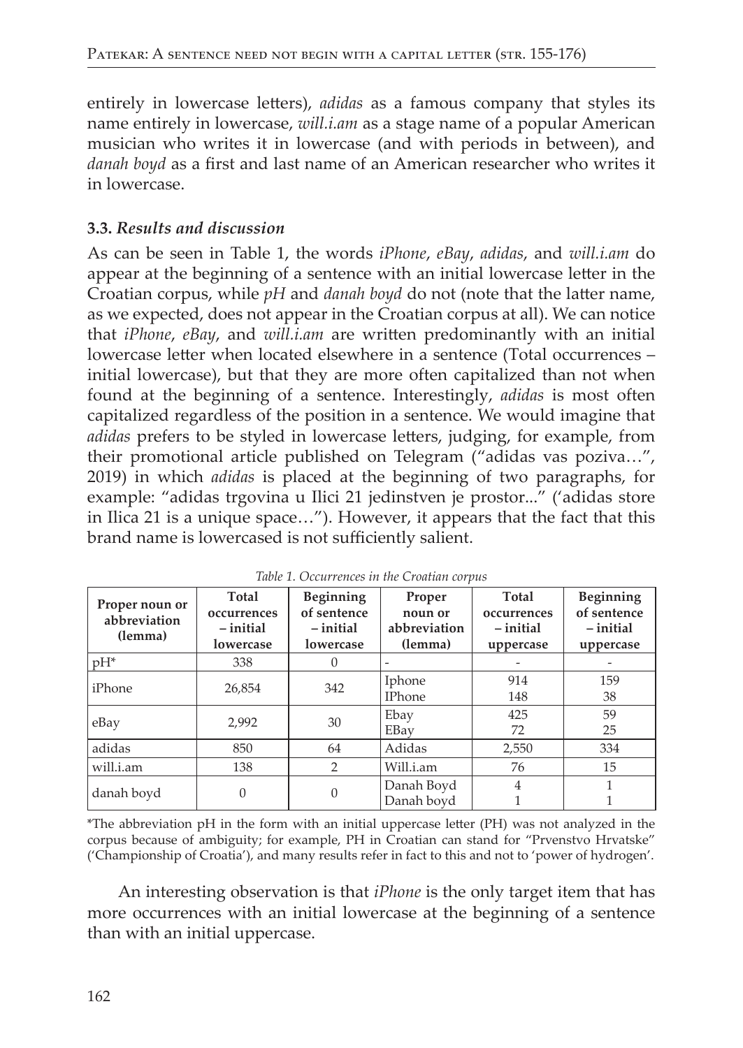entirely in lowercase letters), *adidas* as a famous company that styles its name entirely in lowercase, *will.i.am* as a stage name of a popular American musician who writes it in lowercase (and with periods in between), and *danah boyd* as a first and last name of an American researcher who writes it in lowercase.

### 3.3. *Results and discussion*

As can be seen in Table 1, the words *iPhone*, *eBay*, *adidas*, and *will.i.am* do appear at the beginning of a sentence with an initial lowercase letter in the Croatian corpus, while *pH* and *danah boyd* do not (note that the latter name, as we expected, does not appear in the Croatian corpus at all). We can notice that *iPhone*, *eBay*, and *will.i.am* are written predominantly with an initial lowercase letter when located elsewhere in a sentence (Total occurrences – initial lowercase), but that they are more often capitalized than not when found at the beginning of a sentence. Interestingly, *adidas* is most often capitalized regardless of the position in a sentence. We would imagine that *adidas* prefers to be styled in lowercase letters, judging, for example, from their promotional article published on Telegram ("adidas vas poziva…", 2019) in which *adidas* is placed at the beginning of two paragraphs, for example: "adidas trgovina u Ilici 21 jedinstven je prostor..." ('adidas store in Ilica 21 is a unique space…"). However, it appears that the fact that this brand name is lowercased is not sufficiently salient.

*Table 1. Occurrences in the Croatian corpus*

| Proper noun or abbreviation (lemma) | Total occurrences – initial lowercase | Beginning of sentence – initial lowercase | Proper noun or abbreviation (lemma) | Total occurrences – initial uppercase | Beginning of sentence – initial uppercase |
|---|---|---|---|---|---|
| pH* | 338 | 0 | - | - | - |
| iPhone | 26,854 | 342 | Iphone<br>IPhone | 914<br>148 | 159<br>38 |
| eBay | 2,992 | 30 | Ebay<br>EBay | 425<br>72 | 59<br>25 |
| adidas | 850 | 64 | Adidas | 2,550 | 334 |
| will.i.am | 138 | 2 | Will.i.am | 76 | 15 |
| danah boyd | 0 | 0 | Danah Boyd<br>Danah boyd | 4<br>1 | 1<br>1 |

*The abbreviation pH in the form with an initial uppercase letter (PH) was not analyzed in the corpus because of ambiguity; for example, PH in Croatian can stand for "Prvenstvo Hrvatske" ('Championship of Croatia'), and many results refer in fact to this and not to 'power of hydrogen'.

An interesting observation is that *iPhone* is the only target item that has more occurrences with an initial lowercase at the beginning of a sentence than with an initial uppercase.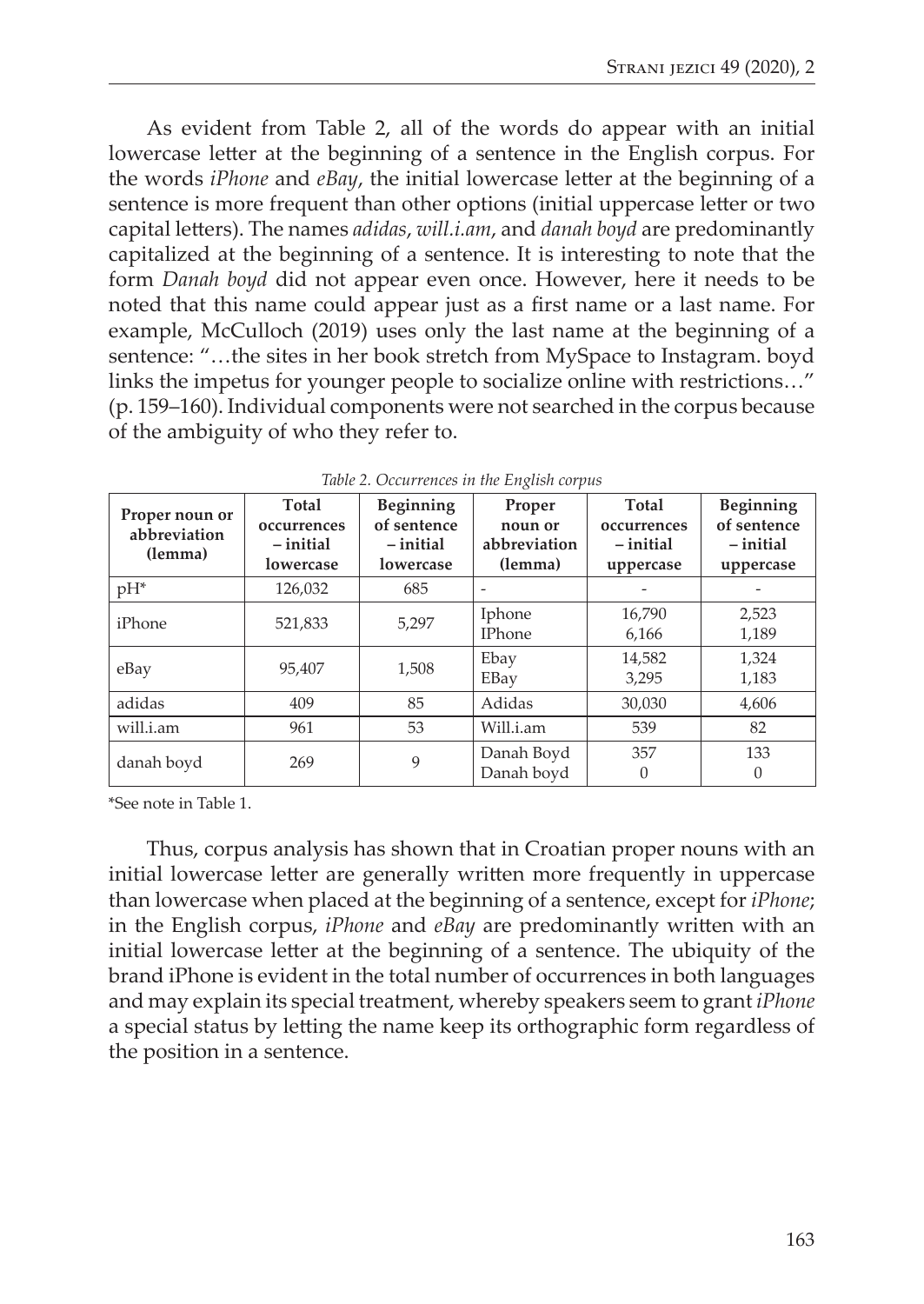As evident from Table 2, all of the words do appear with an initial lowercase letter at the beginning of a sentence in the English corpus. For the words *iPhone* and *eBay*, the initial lowercase letter at the beginning of a sentence is more frequent than other options (initial uppercase letter or two capital letters). The names *adidas*, *will.i.am*, and *danah boyd* are predominantly capitalized at the beginning of a sentence. It is interesting to note that the form *Danah boyd* did not appear even once. However, here it needs to be noted that this name could appear just as a first name or a last name. For example, McCulloch (2019) uses only the last name at the beginning of a sentence: "…the sites in her book stretch from MySpace to Instagram. boyd links the impetus for younger people to socialize online with restrictions…" (p. 159–160). Individual components were not searched in the corpus because of the ambiguity of who they refer to.

*Table 2. Occurrences in the English corpus*

| Proper noun or abbreviation (lemma) | Total occurrences – initial lowercase | Beginning of sentence – initial lowercase | Proper noun or abbreviation (lemma) | Total occurrences – initial uppercase | Beginning of sentence – initial uppercase |
|---|---|---|---|---|---|
| pH* | 126,032 | 685 | - | - | - |
| iPhone | 521,833 | 5,297 | Iphone<br>IPhone | 16,790<br>6,166 | 2,523<br>1,189 |
| eBay | 95,407 | 1,508 | Ebay<br>EBay | 14,582<br>3,295 | 1,324<br>1,183 |
| adidas | 409 | 85 | Adidas | 30,030 | 4,606 |
| will.i.am | 961 | 53 | Will.i.am | 539 | 82 |
| danah boyd | 269 | 9 | Danah Boyd<br>Danah boyd | 357<br>0 | 133<br>0 |

*See note in Table 1.

Thus, corpus analysis has shown that in Croatian proper nouns with an initial lowercase letter are generally written more frequently in uppercase than lowercase when placed at the beginning of a sentence, except for *iPhone*; in the English corpus, *iPhone* and *eBay* are predominantly written with an initial lowercase letter at the beginning of a sentence. The ubiquity of the brand iPhone is evident in the total number of occurrences in both languages and may explain its special treatment, whereby speakers seem to grant *iPhone* a special status by letting the name keep its orthographic form regardless of the position in a sentence.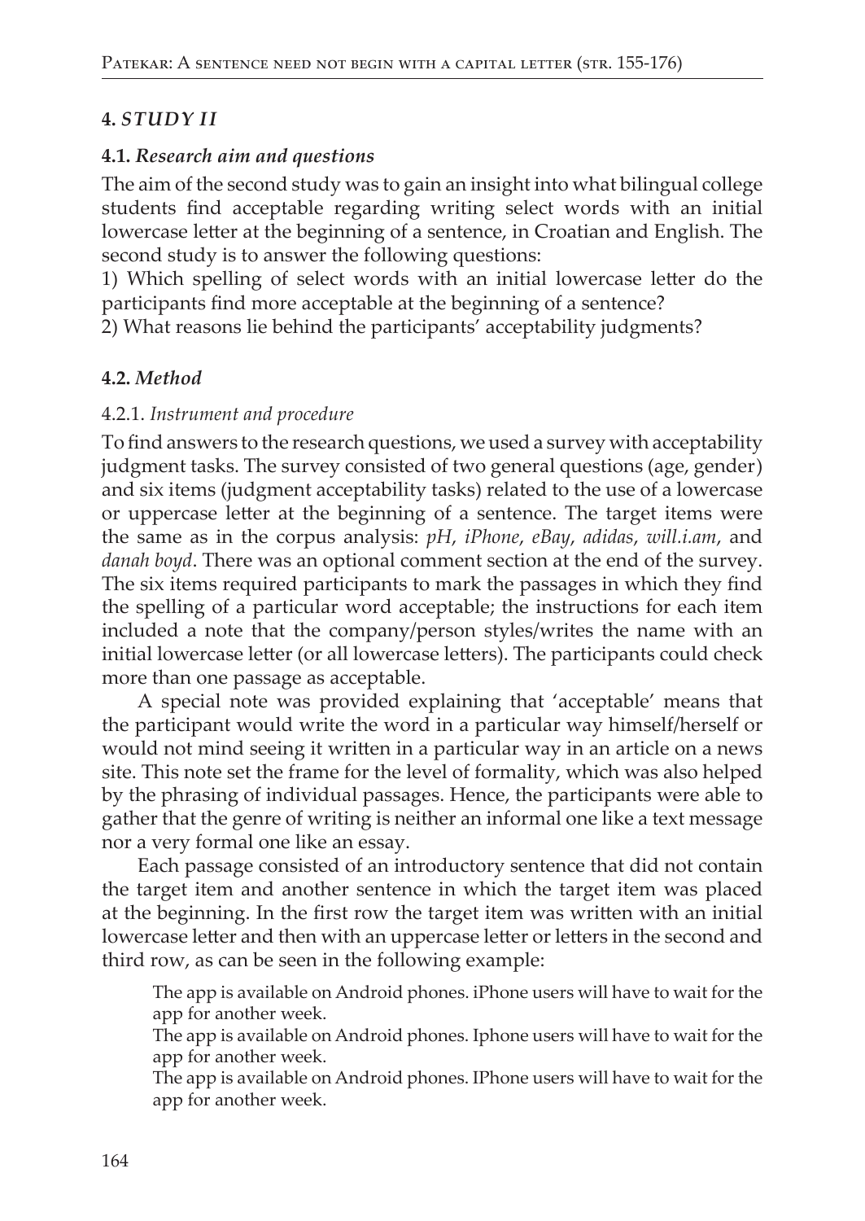## 4. *STUDY II*

### 4.1. *Research aim and questions*

The aim of the second study was to gain an insight into what bilingual college students find acceptable regarding writing select words with an initial lowercase letter at the beginning of a sentence, in Croatian and English. The second study is to answer the following questions:

1) Which spelling of select words with an initial lowercase letter do the participants find more acceptable at the beginning of a sentence?

2) What reasons lie behind the participants' acceptability judgments?

### 4.2. *Method*

#### 4.2.1. *Instrument and procedure*

To find answers to the research questions, we used a survey with acceptability judgment tasks. The survey consisted of two general questions (age, gender) and six items (judgment acceptability tasks) related to the use of a lowercase or uppercase letter at the beginning of a sentence. The target items were the same as in the corpus analysis: *pH*, *iPhone*, *eBay*, *adidas*, *will.i.am*, and *danah boyd*. There was an optional comment section at the end of the survey. The six items required participants to mark the passages in which they find the spelling of a particular word acceptable; the instructions for each item included a note that the company/person styles/writes the name with an initial lowercase letter (or all lowercase letters). The participants could check more than one passage as acceptable.

A special note was provided explaining that 'acceptable' means that the participant would write the word in a particular way himself/herself or would not mind seeing it written in a particular way in an article on a news site. This note set the frame for the level of formality, which was also helped by the phrasing of individual passages. Hence, the participants were able to gather that the genre of writing is neither an informal one like a text message nor a very formal one like an essay.

Each passage consisted of an introductory sentence that did not contain the target item and another sentence in which the target item was placed at the beginning. In the first row the target item was written with an initial lowercase letter and then with an uppercase letter or letters in the second and third row, as can be seen in the following example:

> The app is available on Android phones. iPhone users will have to wait for the app for another week.
>
> The app is available on Android phones. Iphone users will have to wait for the app for another week.
>
> The app is available on Android phones. IPhone users will have to wait for the app for another week.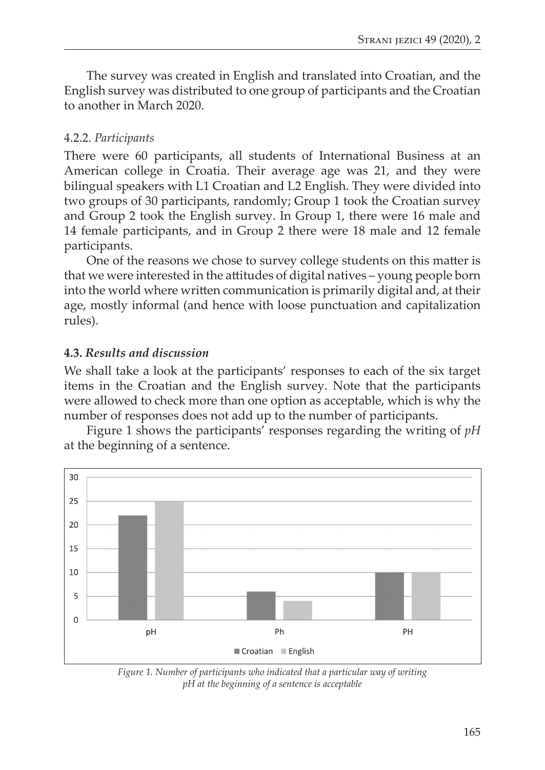The survey was created in English and translated into Croatian, and the English survey was distributed to one group of participants and the Croatian to another in March 2020.

#### 4.2.2. *Participants*

There were 60 participants, all students of International Business at an American college in Croatia. Their average age was 21, and they were bilingual speakers with L1 Croatian and L2 English. They were divided into two groups of 30 participants, randomly; Group 1 took the Croatian survey and Group 2 took the English survey. In Group 1, there were 16 male and 14 female participants, and in Group 2 there were 18 male and 12 female participants.

One of the reasons we chose to survey college students on this matter is that we were interested in the attitudes of digital natives – young people born into the world where written communication is primarily digital and, at their age, mostly informal (and hence with loose punctuation and capitalization rules).

### 4.3. *Results and discussion*

We shall take a look at the participants' responses to each of the six target items in the Croatian and the English survey. Note that the participants were allowed to check more than one option as acceptable, which is why the number of responses does not add up to the number of participants.

Figure 1 shows the participants' responses regarding the writing of *pH* at the beginning of a sentence.

*Figure 1. Number of participants who indicated that a particular way of writing pH at the beginning of a sentence is acceptable*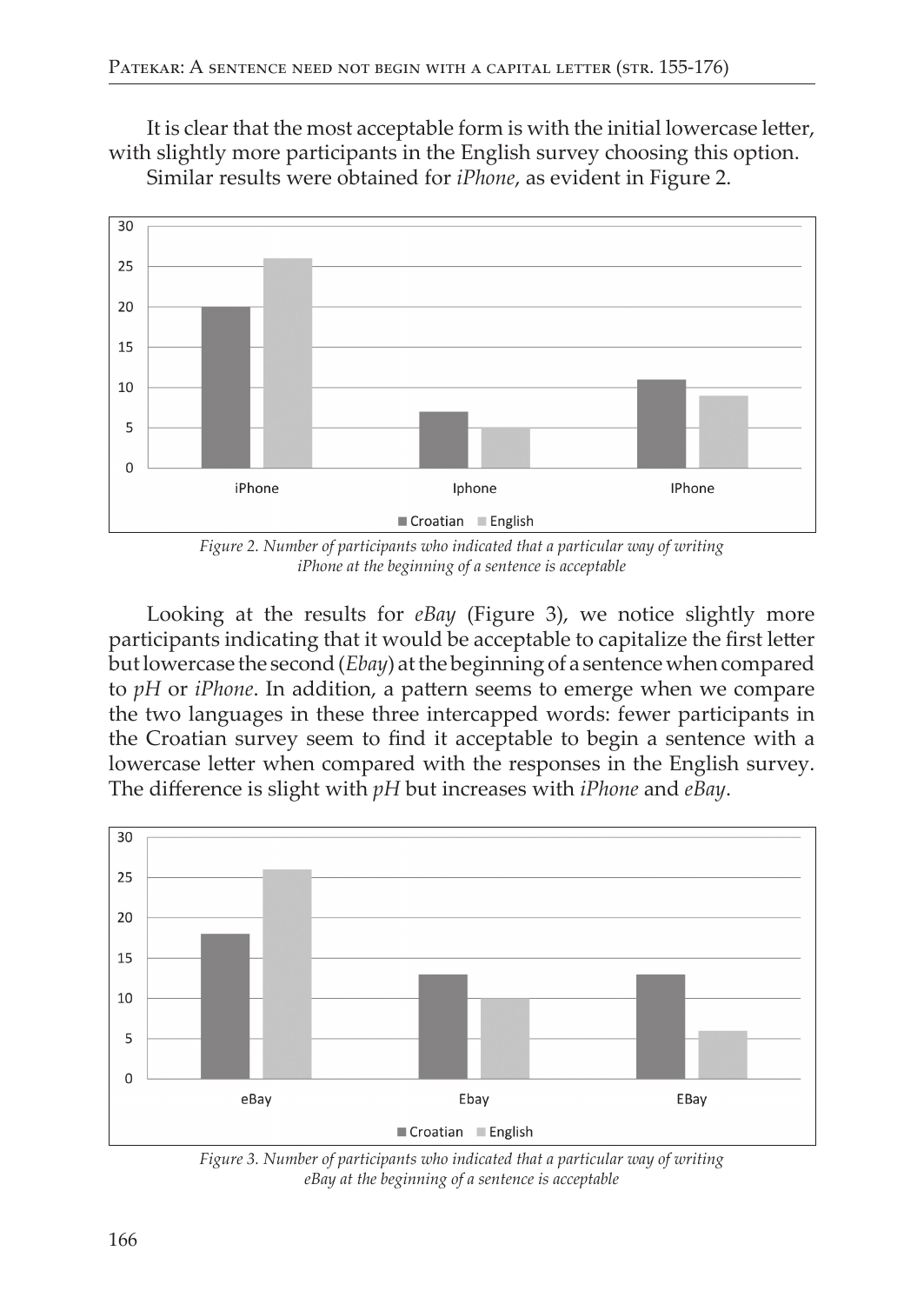It is clear that the most acceptable form is with the initial lowercase letter, with slightly more participants in the English survey choosing this option.

Similar results were obtained for *iPhone*, as evident in Figure 2.

*Figure 2. Number of participants who indicated that a particular way of writing iPhone at the beginning of a sentence is acceptable*

Looking at the results for *eBay* (Figure 3), we notice slightly more participants indicating that it would be acceptable to capitalize the first letter but lowercase the second (*Ebay*) at the beginning of a sentence when compared to *pH* or *iPhone*. In addition, a pattern seems to emerge when we compare the two languages in these three intercapped words: fewer participants in the Croatian survey seem to find it acceptable to begin a sentence with a lowercase letter when compared with the responses in the English survey. The difference is slight with *pH* but increases with *iPhone* and *eBay*.

*Figure 3. Number of participants who indicated that a particular way of writing eBay at the beginning of a sentence is acceptable*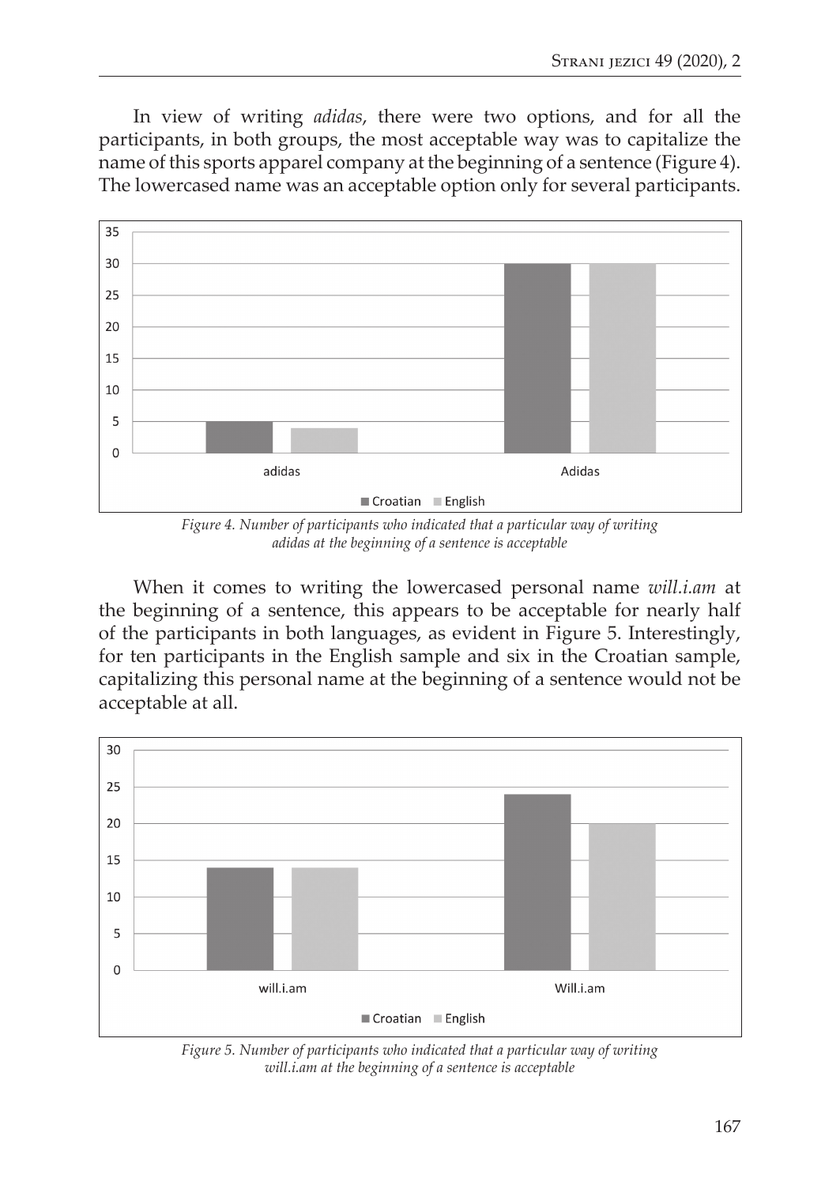In view of writing *adidas*, there were two options, and for all the participants, in both groups, the most acceptable way was to capitalize the name of this sports apparel company at the beginning of a sentence (Figure 4). The lowercased name was an acceptable option only for several participants.

*Figure 4. Number of participants who indicated that a particular way of writing adidas at the beginning of a sentence is acceptable*

When it comes to writing the lowercased personal name *will.i.am* at the beginning of a sentence, this appears to be acceptable for nearly half of the participants in both languages, as evident in Figure 5. Interestingly, for ten participants in the English sample and six in the Croatian sample, capitalizing this personal name at the beginning of a sentence would not be acceptable at all.

*Figure 5. Number of participants who indicated that a particular way of writing will.i.am at the beginning of a sentence is acceptable*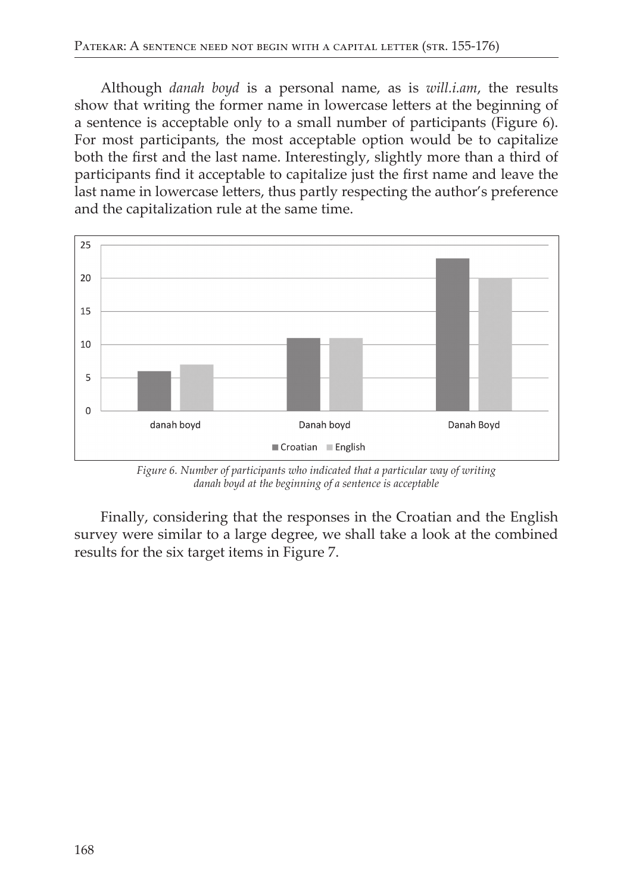Although *danah boyd* is a personal name, as is *will.i.am*, the results show that writing the former name in lowercase letters at the beginning of a sentence is acceptable only to a small number of participants (Figure 6). For most participants, the most acceptable option would be to capitalize both the first and the last name. Interestingly, slightly more than a third of participants find it acceptable to capitalize just the first name and leave the last name in lowercase letters, thus partly respecting the author's preference and the capitalization rule at the same time.

| | Croatian | English |
|---|---|---|
| danah boyd | 6 | 7 |
| Danah boyd | 11 | 11 |
| Danah Boyd | 23 | 20 |

*Figure 6. Number of participants who indicated that a particular way of writing danah boyd at the beginning of a sentence is acceptable*

Finally, considering that the responses in the Croatian and the English survey were similar to a large degree, we shall take a look at the combined results for the six target items in Figure 7.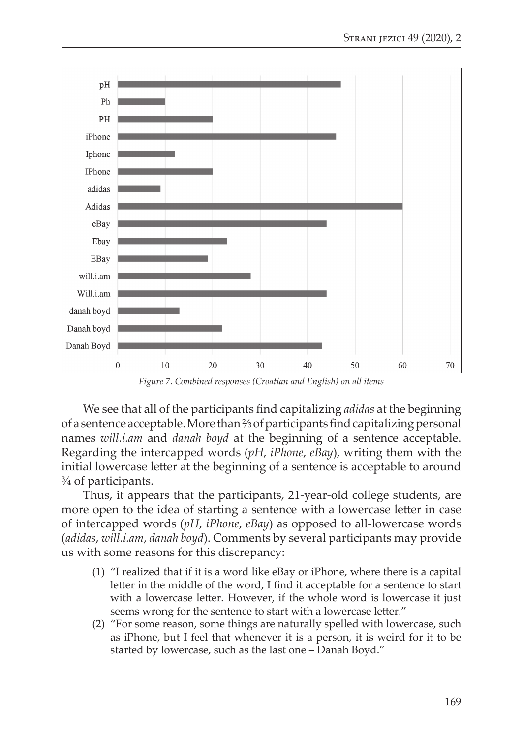*Figure 7. Combined responses (Croatian and English) on all items*

We see that all of the participants find capitalizing *adidas* at the beginning of a sentence acceptable. More than ⅔ of participants find capitalizing personal names *will.i.am* and *danah boyd* at the beginning of a sentence acceptable. Regarding the intercapped words (*pH*, *iPhone*, *eBay*), writing them with the initial lowercase letter at the beginning of a sentence is acceptable to around ¾ of participants.

Thus, it appears that the participants, 21-year-old college students, are more open to the idea of starting a sentence with a lowercase letter in case of intercapped words (*pH*, *iPhone*, *eBay*) as opposed to all-lowercase words (*adidas*, *will.i.am*, *danah boyd*). Comments by several participants may provide us with some reasons for this discrepancy:

(1) "I realized that if it is a word like eBay or iPhone, where there is a capital letter in the middle of the word, I find it acceptable for a sentence to start with a lowercase letter. However, if the whole word is lowercase it just seems wrong for the sentence to start with a lowercase letter."

(2) "For some reason, some things are naturally spelled with lowercase, such as iPhone, but I feel that whenever it is a person, it is weird for it to be started by lowercase, such as the last one – Danah Boyd."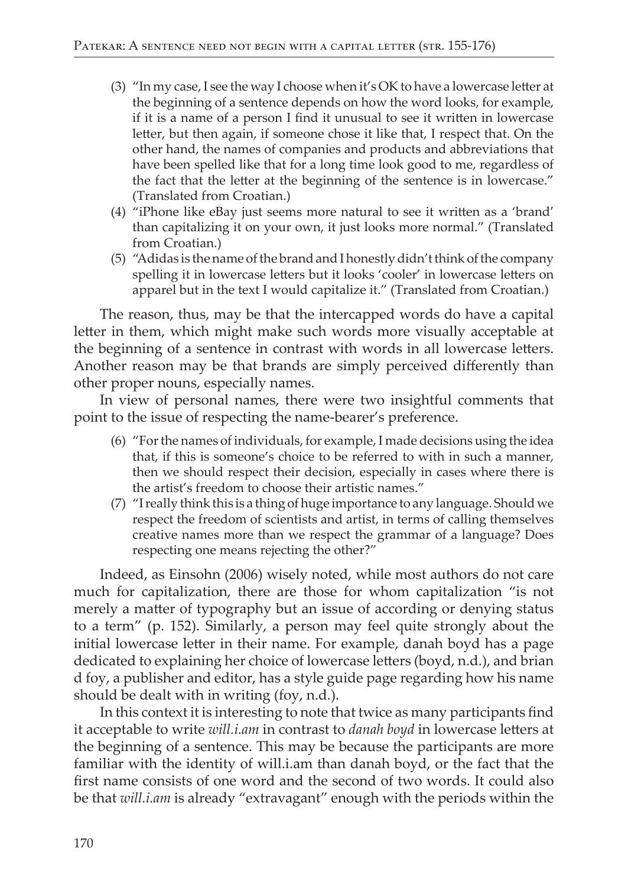(3) "In my case, I see the way I choose when it's OK to have a lowercase letter at the beginning of a sentence depends on how the word looks, for example, if it is a name of a person I find it unusual to see it written in lowercase letter, but then again, if someone chose it like that, I respect that. On the other hand, the names of companies and products and abbreviations that have been spelled like that for a long time look good to me, regardless of the fact that the letter at the beginning of the sentence is in lowercase." (Translated from Croatian.)

(4) "iPhone like eBay just seems more natural to see it written as a 'brand' than capitalizing it on your own, it just looks more normal." (Translated from Croatian.)

(5) "Adidas is the name of the brand and I honestly didn't think of the company spelling it in lowercase letters but it looks 'cooler' in lowercase letters on apparel but in the text I would capitalize it." (Translated from Croatian.)

The reason, thus, may be that the intercapped words do have a capital letter in them, which might make such words more visually acceptable at the beginning of a sentence in contrast with words in all lowercase letters. Another reason may be that brands are simply perceived differently than other proper nouns, especially names.

In view of personal names, there were two insightful comments that point to the issue of respecting the name-bearer's preference.

(6) "For the names of individuals, for example, I made decisions using the idea that, if this is someone's choice to be referred to with in such a manner, then we should respect their decision, especially in cases where there is the artist's freedom to choose their artistic names."

(7) "I really think this is a thing of huge importance to any language. Should we respect the freedom of scientists and artist, in terms of calling themselves creative names more than we respect the grammar of a language? Does respecting one means rejecting the other?"

Indeed, as Einsohn (2006) wisely noted, while most authors do not care much for capitalization, there are those for whom capitalization "is not merely a matter of typography but an issue of according or denying status to a term" (p. 152). Similarly, a person may feel quite strongly about the initial lowercase letter in their name. For example, danah boyd has a page dedicated to explaining her choice of lowercase letters (boyd, n.d.), and brian d foy, a publisher and editor, has a style guide page regarding how his name should be dealt with in writing (foy, n.d.).

In this context it is interesting to note that twice as many participants find it acceptable to write *will.i.am* in contrast to *danah boyd* in lowercase letters at the beginning of a sentence. This may be because the participants are more familiar with the identity of will.i.am than danah boyd, or the fact that the first name consists of one word and the second of two words. It could also be that *will.i.am* is already "extravagant" enough with the periods within the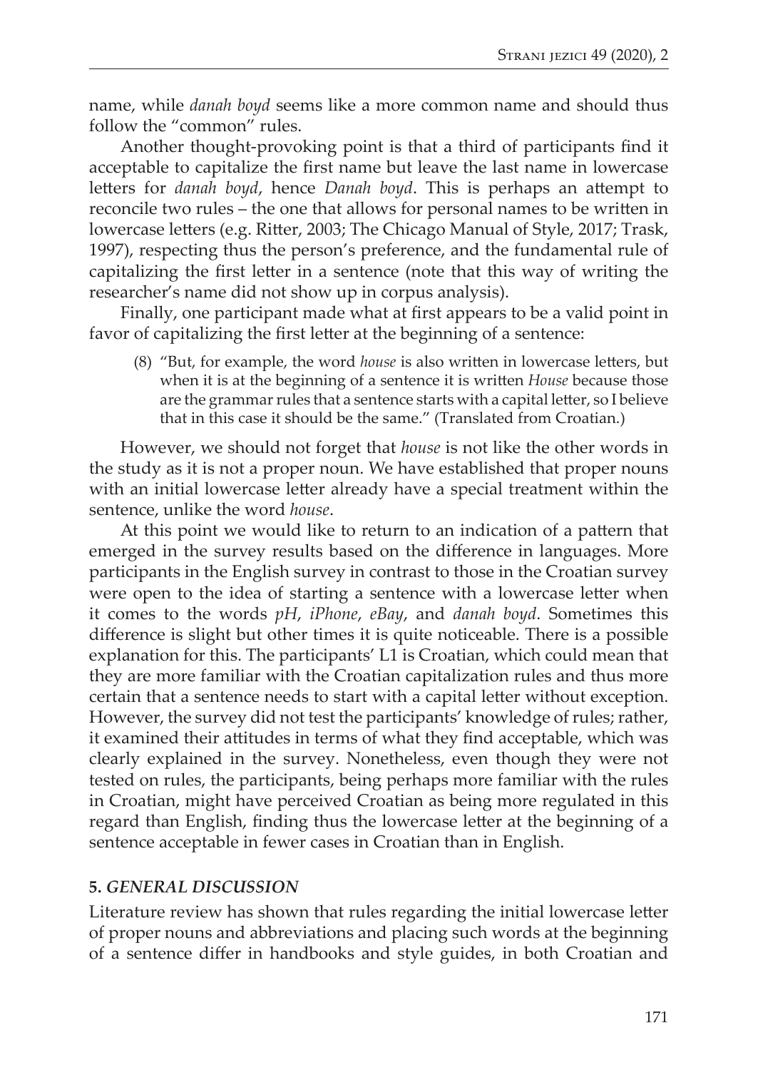name, while *danah boyd* seems like a more common name and should thus follow the "common" rules.

Another thought-provoking point is that a third of participants find it acceptable to capitalize the first name but leave the last name in lowercase letters for *danah boyd*, hence *Danah boyd*. This is perhaps an attempt to reconcile two rules – the one that allows for personal names to be written in lowercase letters (e.g. Ritter, 2003; The Chicago Manual of Style, 2017; Trask, 1997), respecting thus the person's preference, and the fundamental rule of capitalizing the first letter in a sentence (note that this way of writing the researcher's name did not show up in corpus analysis).

Finally, one participant made what at first appears to be a valid point in favor of capitalizing the first letter at the beginning of a sentence:

> (8) "But, for example, the word *house* is also written in lowercase letters, but when it is at the beginning of a sentence it is written *House* because those are the grammar rules that a sentence starts with a capital letter, so I believe that in this case it should be the same." (Translated from Croatian.)

However, we should not forget that *house* is not like the other words in the study as it is not a proper noun. We have established that proper nouns with an initial lowercase letter already have a special treatment within the sentence, unlike the word *house*.

At this point we would like to return to an indication of a pattern that emerged in the survey results based on the difference in languages. More participants in the English survey in contrast to those in the Croatian survey were open to the idea of starting a sentence with a lowercase letter when it comes to the words *pH*, *iPhone*, *eBay*, and *danah boyd*. Sometimes this difference is slight but other times it is quite noticeable. There is a possible explanation for this. The participants' L1 is Croatian, which could mean that they are more familiar with the Croatian capitalization rules and thus more certain that a sentence needs to start with a capital letter without exception. However, the survey did not test the participants' knowledge of rules; rather, it examined their attitudes in terms of what they find acceptable, which was clearly explained in the survey. Nonetheless, even though they were not tested on rules, the participants, being perhaps more familiar with the rules in Croatian, might have perceived Croatian as being more regulated in this regard than English, finding thus the lowercase letter at the beginning of a sentence acceptable in fewer cases in Croatian than in English.

## 5. *GENERAL DISCUSSION*

Literature review has shown that rules regarding the initial lowercase letter of proper nouns and abbreviations and placing such words at the beginning of a sentence differ in handbooks and style guides, in both Croatian and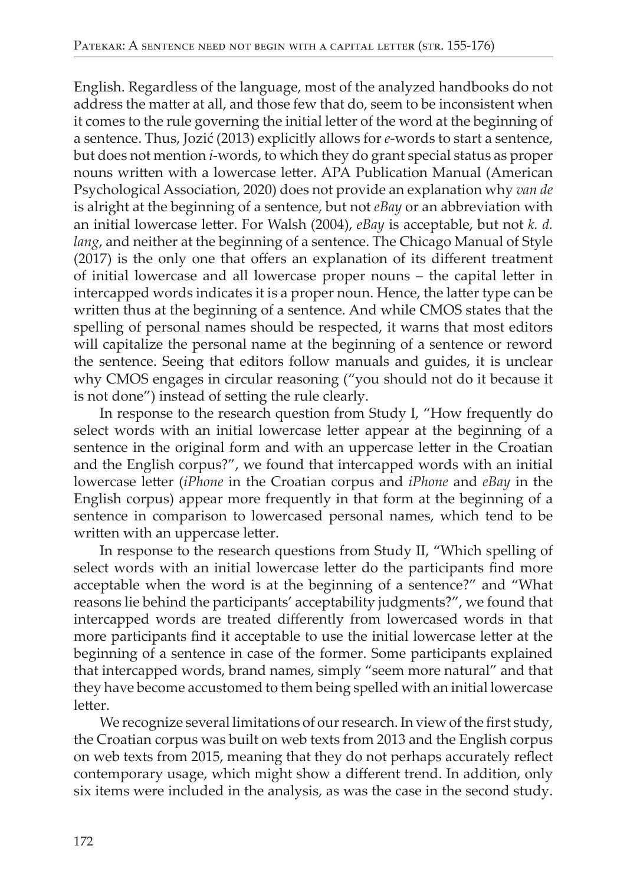English. Regardless of the language, most of the analyzed handbooks do not address the matter at all, and those few that do, seem to be inconsistent when it comes to the rule governing the initial letter of the word at the beginning of a sentence. Thus, Jozić (2013) explicitly allows for *e*-words to start a sentence, but does not mention *i*-words, to which they do grant special status as proper nouns written with a lowercase letter. APA Publication Manual (American Psychological Association, 2020) does not provide an explanation why *van de* is alright at the beginning of a sentence, but not *eBay* or an abbreviation with an initial lowercase letter. For Walsh (2004), *eBay* is acceptable, but not *k. d. lang*, and neither at the beginning of a sentence. The Chicago Manual of Style (2017) is the only one that offers an explanation of its different treatment of initial lowercase and all lowercase proper nouns – the capital letter in intercapped words indicates it is a proper noun. Hence, the latter type can be written thus at the beginning of a sentence. And while CMOS states that the spelling of personal names should be respected, it warns that most editors will capitalize the personal name at the beginning of a sentence or reword the sentence. Seeing that editors follow manuals and guides, it is unclear why CMOS engages in circular reasoning ("you should not do it because it is not done") instead of setting the rule clearly.

In response to the research question from Study I, "How frequently do select words with an initial lowercase letter appear at the beginning of a sentence in the original form and with an uppercase letter in the Croatian and the English corpus?", we found that intercapped words with an initial lowercase letter (*iPhone* in the Croatian corpus and *iPhone* and *eBay* in the English corpus) appear more frequently in that form at the beginning of a sentence in comparison to lowercased personal names, which tend to be written with an uppercase letter.

In response to the research questions from Study II, "Which spelling of select words with an initial lowercase letter do the participants find more acceptable when the word is at the beginning of a sentence?" and "What reasons lie behind the participants' acceptability judgments?", we found that intercapped words are treated differently from lowercased words in that more participants find it acceptable to use the initial lowercase letter at the beginning of a sentence in case of the former. Some participants explained that intercapped words, brand names, simply "seem more natural" and that they have become accustomed to them being spelled with an initial lowercase letter.

We recognize several limitations of our research. In view of the first study, the Croatian corpus was built on web texts from 2013 and the English corpus on web texts from 2015, meaning that they do not perhaps accurately reflect contemporary usage, which might show a different trend. In addition, only six items were included in the analysis, as was the case in the second study.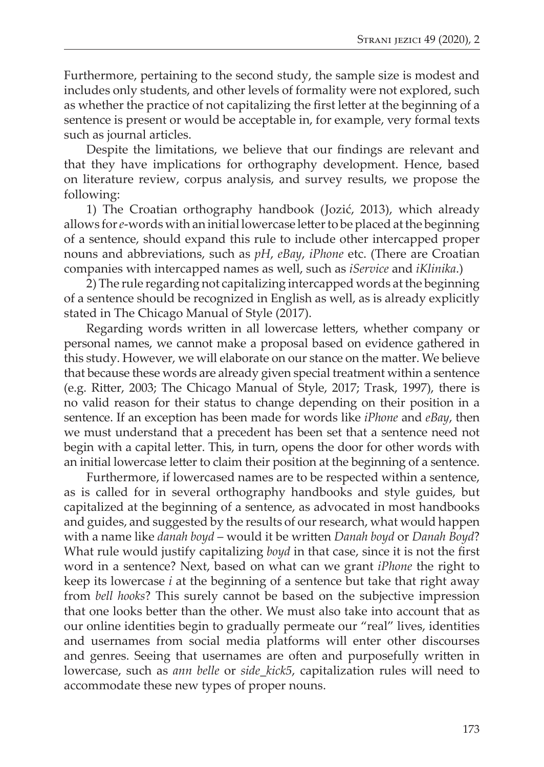Furthermore, pertaining to the second study, the sample size is modest and includes only students, and other levels of formality were not explored, such as whether the practice of not capitalizing the first letter at the beginning of a sentence is present or would be acceptable in, for example, very formal texts such as journal articles.

Despite the limitations, we believe that our findings are relevant and that they have implications for orthography development. Hence, based on literature review, corpus analysis, and survey results, we propose the following:

1) The Croatian orthography handbook (Jozić, 2013), which already allows for *e*-words with an initial lowercase letter to be placed at the beginning of a sentence, should expand this rule to include other intercapped proper nouns and abbreviations, such as *pH*, *eBay*, *iPhone* etc. (There are Croatian companies with intercapped names as well, such as *iService* and *iKlinika*.)

2) The rule regarding not capitalizing intercapped words at the beginning of a sentence should be recognized in English as well, as is already explicitly stated in The Chicago Manual of Style (2017).

Regarding words written in all lowercase letters, whether company or personal names, we cannot make a proposal based on evidence gathered in this study. However, we will elaborate on our stance on the matter. We believe that because these words are already given special treatment within a sentence (e.g. Ritter, 2003; The Chicago Manual of Style, 2017; Trask, 1997), there is no valid reason for their status to change depending on their position in a sentence. If an exception has been made for words like *iPhone* and *eBay*, then we must understand that a precedent has been set that a sentence need not begin with a capital letter. This, in turn, opens the door for other words with an initial lowercase letter to claim their position at the beginning of a sentence.

Furthermore, if lowercased names are to be respected within a sentence, as is called for in several orthography handbooks and style guides, but capitalized at the beginning of a sentence, as advocated in most handbooks and guides, and suggested by the results of our research, what would happen with a name like *danah boyd* – would it be written *Danah boyd* or *Danah Boyd*? What rule would justify capitalizing *boyd* in that case, since it is not the first word in a sentence? Next, based on what can we grant *iPhone* the right to keep its lowercase *i* at the beginning of a sentence but take that right away from *bell hooks*? This surely cannot be based on the subjective impression that one looks better than the other. We must also take into account that as our online identities begin to gradually permeate our "real" lives, identities and usernames from social media platforms will enter other discourses and genres. Seeing that usernames are often and purposefully written in lowercase, such as *ann belle* or *side_kick5*, capitalization rules will need to accommodate these new types of proper nouns.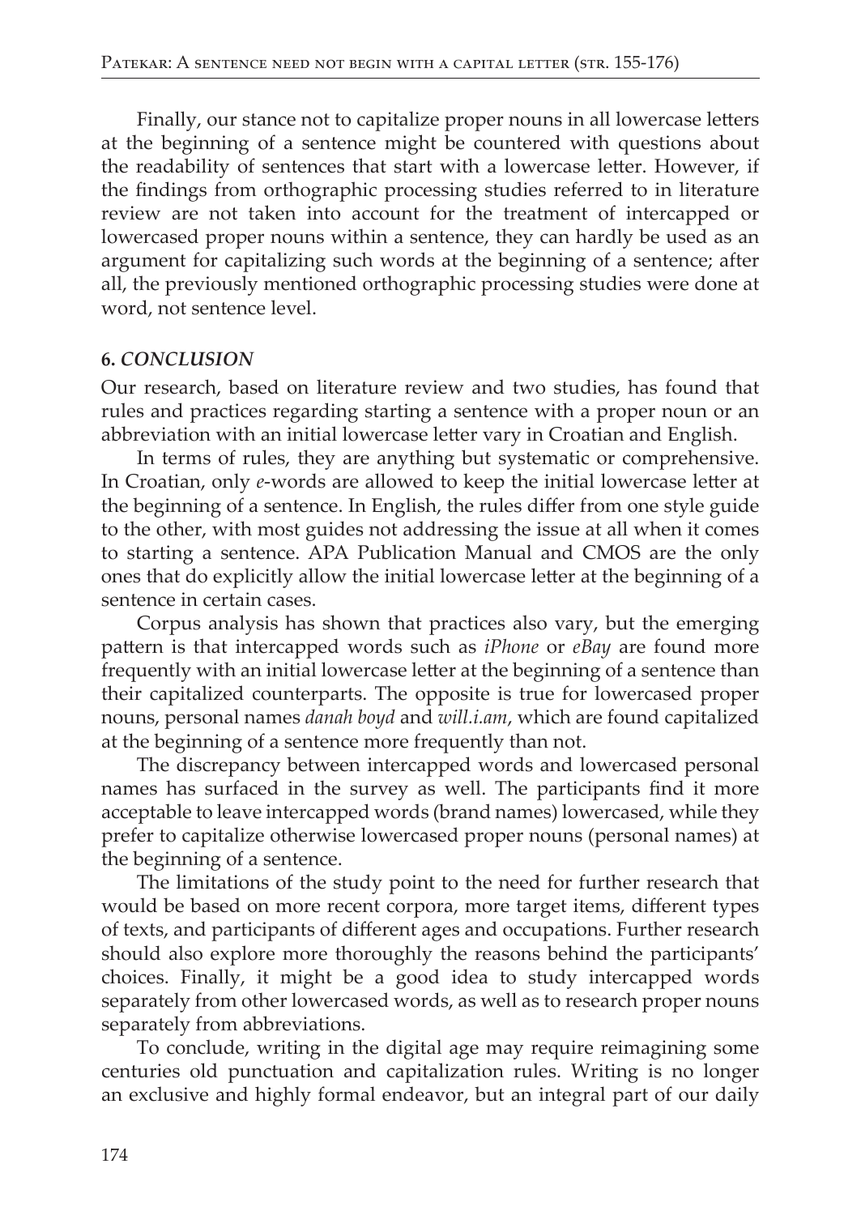Finally, our stance not to capitalize proper nouns in all lowercase letters at the beginning of a sentence might be countered with questions about the readability of sentences that start with a lowercase letter. However, if the findings from orthographic processing studies referred to in literature review are not taken into account for the treatment of intercapped or lowercased proper nouns within a sentence, they can hardly be used as an argument for capitalizing such words at the beginning of a sentence; after all, the previously mentioned orthographic processing studies were done at word, not sentence level.

## 6. *CONCLUSION*

Our research, based on literature review and two studies, has found that rules and practices regarding starting a sentence with a proper noun or an abbreviation with an initial lowercase letter vary in Croatian and English.

In terms of rules, they are anything but systematic or comprehensive. In Croatian, only *e*-words are allowed to keep the initial lowercase letter at the beginning of a sentence. In English, the rules differ from one style guide to the other, with most guides not addressing the issue at all when it comes to starting a sentence. APA Publication Manual and CMOS are the only ones that do explicitly allow the initial lowercase letter at the beginning of a sentence in certain cases.

Corpus analysis has shown that practices also vary, but the emerging pattern is that intercapped words such as *iPhone* or *eBay* are found more frequently with an initial lowercase letter at the beginning of a sentence than their capitalized counterparts. The opposite is true for lowercased proper nouns, personal names *danah boyd* and *will.i.am*, which are found capitalized at the beginning of a sentence more frequently than not.

The discrepancy between intercapped words and lowercased personal names has surfaced in the survey as well. The participants find it more acceptable to leave intercapped words (brand names) lowercased, while they prefer to capitalize otherwise lowercased proper nouns (personal names) at the beginning of a sentence.

The limitations of the study point to the need for further research that would be based on more recent corpora, more target items, different types of texts, and participants of different ages and occupations. Further research should also explore more thoroughly the reasons behind the participants' choices. Finally, it might be a good idea to study intercapped words separately from other lowercased words, as well as to research proper nouns separately from abbreviations.

To conclude, writing in the digital age may require reimagining some centuries old punctuation and capitalization rules. Writing is no longer an exclusive and highly formal endeavor, but an integral part of our daily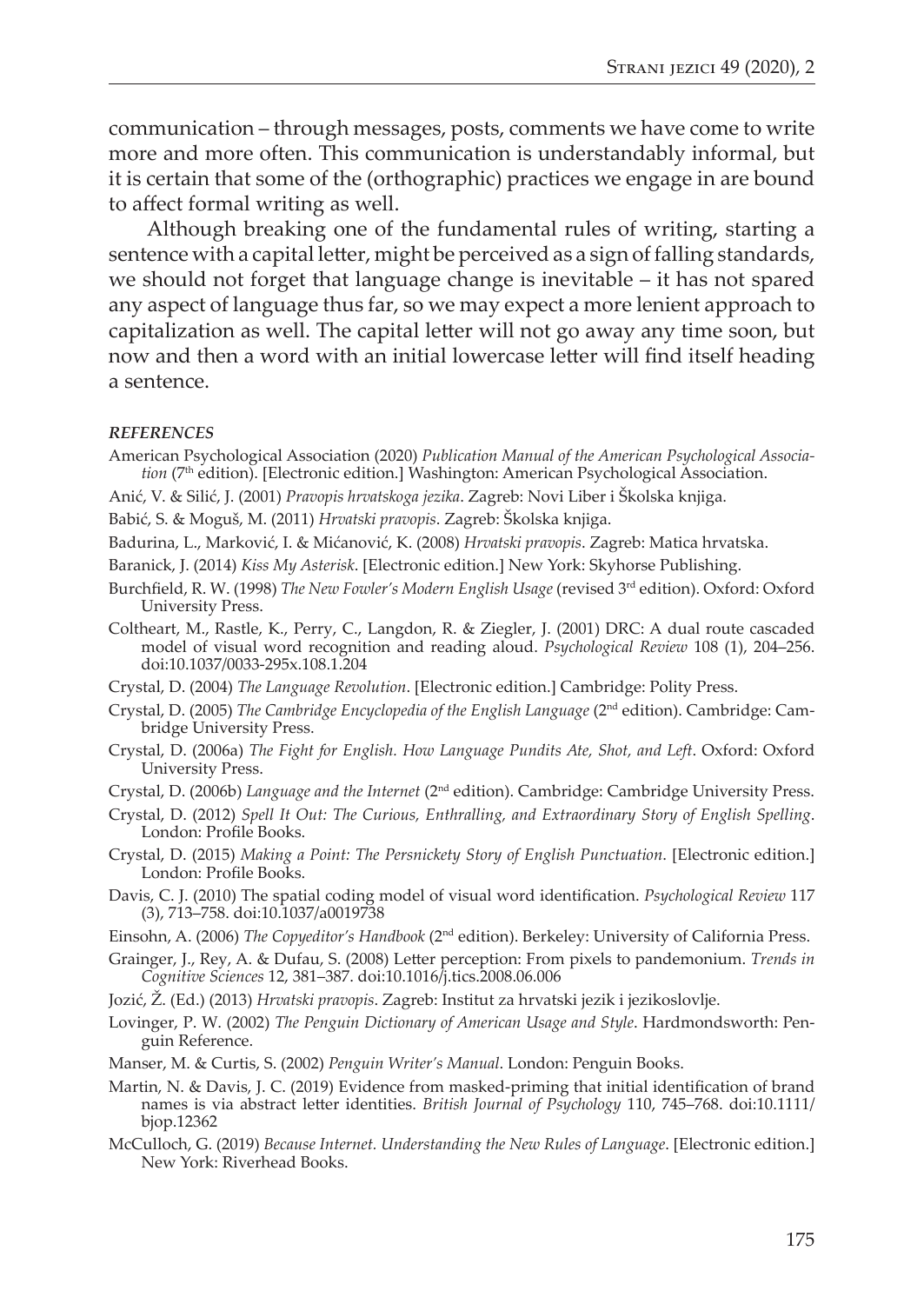communication – through messages, posts, comments we have come to write more and more often. This communication is understandably informal, but it is certain that some of the (orthographic) practices we engage in are bound to affect formal writing as well.

Although breaking one of the fundamental rules of writing, starting a sentence with a capital letter, might be perceived as a sign of falling standards, we should not forget that language change is inevitable – it has not spared any aspect of language thus far, so we may expect a more lenient approach to capitalization as well. The capital letter will not go away any time soon, but now and then a word with an initial lowercase letter will find itself heading a sentence.

***REFERENCES***

American Psychological Association (2020) *Publication Manual of the American Psychological Association* (7th edition). [Electronic edition.] Washington: American Psychological Association.

Anić, V. & Silić, J. (2001) *Pravopis hrvatskoga jezika*. Zagreb: Novi Liber i Školska knjiga.

Babić, S. & Moguš, M. (2011) *Hrvatski pravopis*. Zagreb: Školska knjiga.

Badurina, L., Marković, I. & Mićanović, K. (2008) *Hrvatski pravopis*. Zagreb: Matica hrvatska.

Baranick, J. (2014) *Kiss My Asterisk*. [Electronic edition.] New York: Skyhorse Publishing.

Burchfield, R. W. (1998) *The New Fowler's Modern English Usage* (revised 3rd edition). Oxford: Oxford University Press.

Coltheart, M., Rastle, K., Perry, C., Langdon, R. & Ziegler, J. (2001) DRC: A dual route cascaded model of visual word recognition and reading aloud. *Psychological Review* 108 (1), 204–256. doi:10.1037/0033-295x.108.1.204

Crystal, D. (2004) *The Language Revolution*. [Electronic edition.] Cambridge: Polity Press.

Crystal, D. (2005) *The Cambridge Encyclopedia of the English Language* (2nd edition). Cambridge: Cambridge University Press.

Crystal, D. (2006a) *The Fight for English. How Language Pundits Ate, Shot, and Left*. Oxford: Oxford University Press.

Crystal, D. (2006b) *Language and the Internet* (2nd edition). Cambridge: Cambridge University Press.

Crystal, D. (2012) *Spell It Out: The Curious, Enthralling, and Extraordinary Story of English Spelling*. London: Profile Books.

Crystal, D. (2015) *Making a Point: The Persnickety Story of English Punctuation*. [Electronic edition.] London: Profile Books.

Davis, C. J. (2010) The spatial coding model of visual word identification. *Psychological Review* 117 (3), 713–758. doi:10.1037/a0019738

Einsohn, A. (2006) *The Copyeditor's Handbook* (2nd edition). Berkeley: University of California Press.

Grainger, J., Rey, A. & Dufau, S. (2008) Letter perception: From pixels to pandemonium. *Trends in Cognitive Sciences* 12, 381–387. doi:10.1016/j.tics.2008.06.006

Jozić, Ž. (Ed.) (2013) *Hrvatski pravopis*. Zagreb: Institut za hrvatski jezik i jezikoslovlje.

Lovinger, P. W. (2002) *The Penguin Dictionary of American Usage and Style*. Hardmondsworth: Penguin Reference.

Manser, M. & Curtis, S. (2002) *Penguin Writer's Manual*. London: Penguin Books.

Martin, N. & Davis, J. C. (2019) Evidence from masked-priming that initial identification of brand names is via abstract letter identities. *British Journal of Psychology* 110, 745–768. doi:10.1111/bjop.12362

McCulloch, G. (2019) *Because Internet. Understanding the New Rules of Language*. [Electronic edition.] New York: Riverhead Books.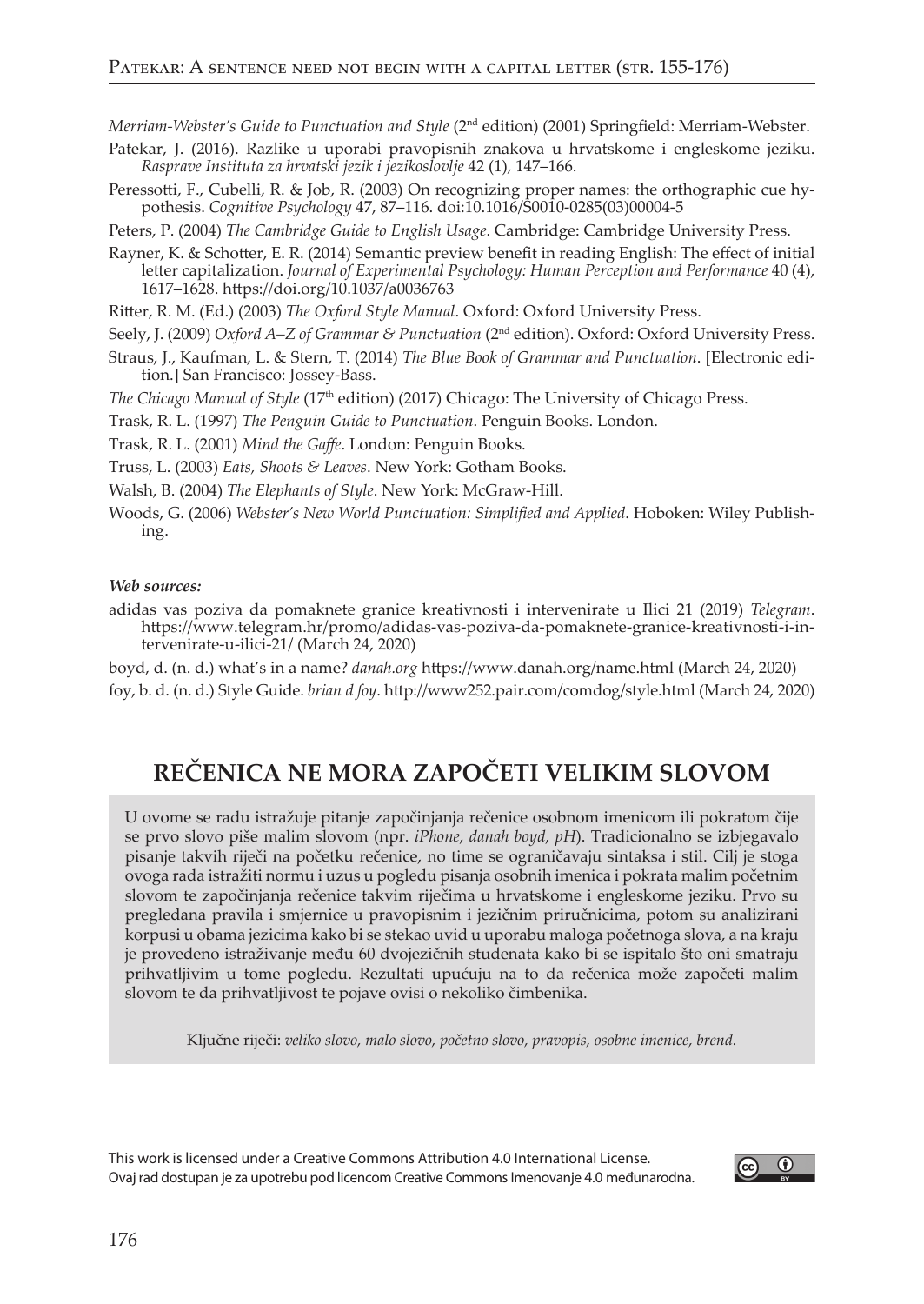*Merriam-Webster's Guide to Punctuation and Style* (2nd edition) (2001) Springfield: Merriam-Webster.

Patekar, J. (2016). Razlike u uporabi pravopisnih znakova u hrvatskome i engleskome jeziku. *Rasprave Instituta za hrvatski jezik i jezikoslovlje* 42 (1), 147–166.

Peressotti, F., Cubelli, R. & Job, R. (2003) On recognizing proper names: the orthographic cue hypothesis. *Cognitive Psychology* 47, 87–116. doi:10.1016/S0010-0285(03)00004-5

Peters, P. (2004) *The Cambridge Guide to English Usage*. Cambridge: Cambridge University Press.

Rayner, K. & Schotter, E. R. (2014) Semantic preview benefit in reading English: The effect of initial letter capitalization. *Journal of Experimental Psychology: Human Perception and Performance* 40 (4), 1617–1628. https://doi.org/10.1037/a0036763

Ritter, R. M. (Ed.) (2003) *The Oxford Style Manual*. Oxford: Oxford University Press.

Seely, J. (2009) *Oxford A–Z of Grammar & Punctuation* (2nd edition). Oxford: Oxford University Press.

Straus, J., Kaufman, L. & Stern, T. (2014) *The Blue Book of Grammar and Punctuation*. [Electronic edition.] San Francisco: Jossey-Bass.

*The Chicago Manual of Style* (17th edition) (2017) Chicago: The University of Chicago Press.

Trask, R. L. (1997) *The Penguin Guide to Punctuation*. Penguin Books. London.

Trask, R. L. (2001) *Mind the Gaffe*. London: Penguin Books.

Truss, L. (2003) *Eats, Shoots & Leaves*. New York: Gotham Books.

Walsh, B. (2004) *The Elephants of Style*. New York: McGraw-Hill.

Woods, G. (2006) *Webster's New World Punctuation: Simplified and Applied*. Hoboken: Wiley Publishing.

***Web sources:***

adidas vas poziva da pomaknete granice kreativnosti i intervenirate u Ilici 21 (2019) *Telegram*. https://www.telegram.hr/promo/adidas-vas-poziva-da-pomaknete-granice-kreativnosti-i-intervenirate-u-ilici-21/ (March 24, 2020)

boyd, d. (n. d.) what's in a name? *danah.org* https://www.danah.org/name.html (March 24, 2020)

foy, b. d. (n. d.) Style Guide. *brian d foy*. http://www252.pair.com/comdog/style.html (March 24, 2020)

## REČENICA NE MORA ZAPOČETI VELIKIM SLOVOM

U ovome se radu istražuje pitanje započinjanja rečenice osobnom imenicom ili pokratom čije se prvo slovo piše malim slovom (npr. *iPhone*, *danah boyd*, *pH*). Tradicionalno se izbjegavalo pisanje takvih riječi na početku rečenice, no time se ograničavaju sintaksa i stil. Cilj je stoga ovoga rada istražiti normu i uzus u pogledu pisanja osobnih imenica i pokrata malim početnim slovom te započinjanja rečenice takvim riječima u hrvatskome i engleskome jeziku. Prvo su pregledana pravila i smjernice u pravopisnim i jezičnim priručnicima, potom su analizirani korpusi u obama jezicima kako bi se stekao uvid u uporabu maloga početnoga slova, a na kraju je provedeno istraživanje među 60 dvojezičnih studenata kako bi se ispitalo što oni smatraju prihvatljivim u tome pogledu. Rezultati upućuju na to da rečenica može započeti malim slovom te da prihvatljivost te pojave ovisi o nekoliko čimbenika.

Ključne riječi: *veliko slovo, malo slovo, početno slovo, pravopis, osobne imenice, brend.*

This work is licensed under a Creative Commons Attribution 4.0 International License.
Ovaj rad dostupan je za upotrebu pod licencom Creative Commons Imenovanje 4.0 međunarodna.